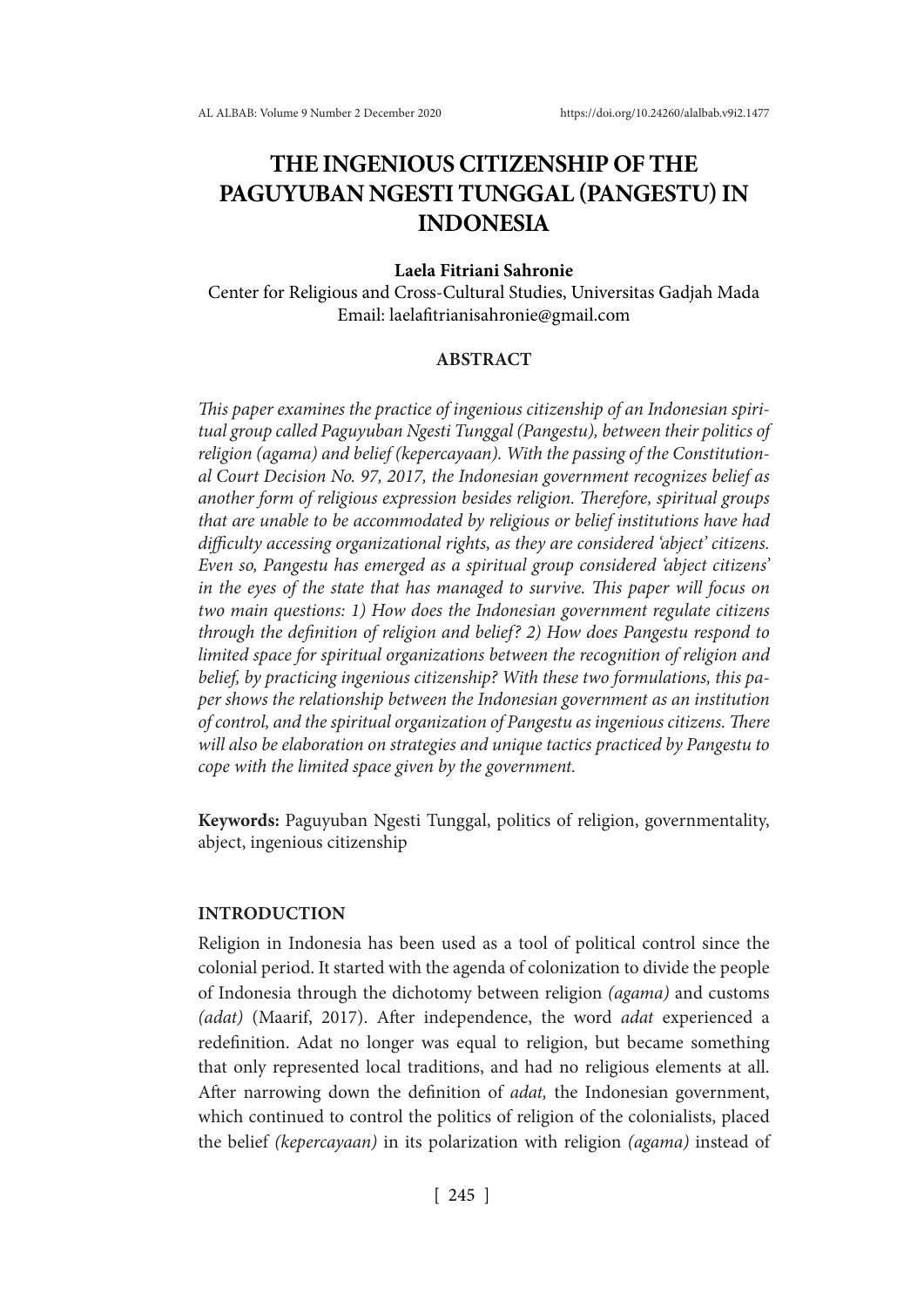# THE INGENIOUS CITIZENSHIP OF THE PAGUYUBAN NGESTI TUNGGAL (PANGESTU) IN INDONESIA

**Laela Fitriani Sahronie**

Center for Religious and Cross-Cultural Studies, Universitas Gadjah Mada

Email: laelafitrianisahronie@gmail.com

## ABSTRACT

*This paper examines the practice of ingenious citizenship of an Indonesian spiritual group called Paguyuban Ngesti Tunggal (Pangestu), between their politics of religion (agama) and belief (kepercayaan). With the passing of the Constitutional Court Decision No. 97, 2017, the Indonesian government recognizes belief as another form of religious expression besides religion. Therefore, spiritual groups that are unable to be accommodated by religious or belief institutions have had difficulty accessing organizational rights, as they are considered 'abject' citizens. Even so, Pangestu has emerged as a spiritual group considered 'abject citizens' in the eyes of the state that has managed to survive. This paper will focus on two main questions: 1) How does the Indonesian government regulate citizens through the definition of religion and belief? 2) How does Pangestu respond to limited space for spiritual organizations between the recognition of religion and belief, by practicing ingenious citizenship? With these two formulations, this paper shows the relationship between the Indonesian government as an institution of control, and the spiritual organization of Pangestu as ingenious citizens. There will also be elaboration on strategies and unique tactics practiced by Pangestu to cope with the limited space given by the government.*

**Keywords:** Paguyuban Ngesti Tunggal, politics of religion, governmentality, abject, ingenious citizenship

## INTRODUCTION

Religion in Indonesia has been used as a tool of political control since the colonial period. It started with the agenda of colonization to divide the people of Indonesia through the dichotomy between religion *(agama)* and customs *(adat)* (Maarif, 2017). After independence, the word *adat* experienced a redefinition. Adat no longer was equal to religion, but became something that only represented local traditions, and had no religious elements at all. After narrowing down the definition of *adat,* the Indonesian government, which continued to control the politics of religion of the colonialists, placed the belief *(kepercayaan)* in its polarization with religion *(agama)* instead of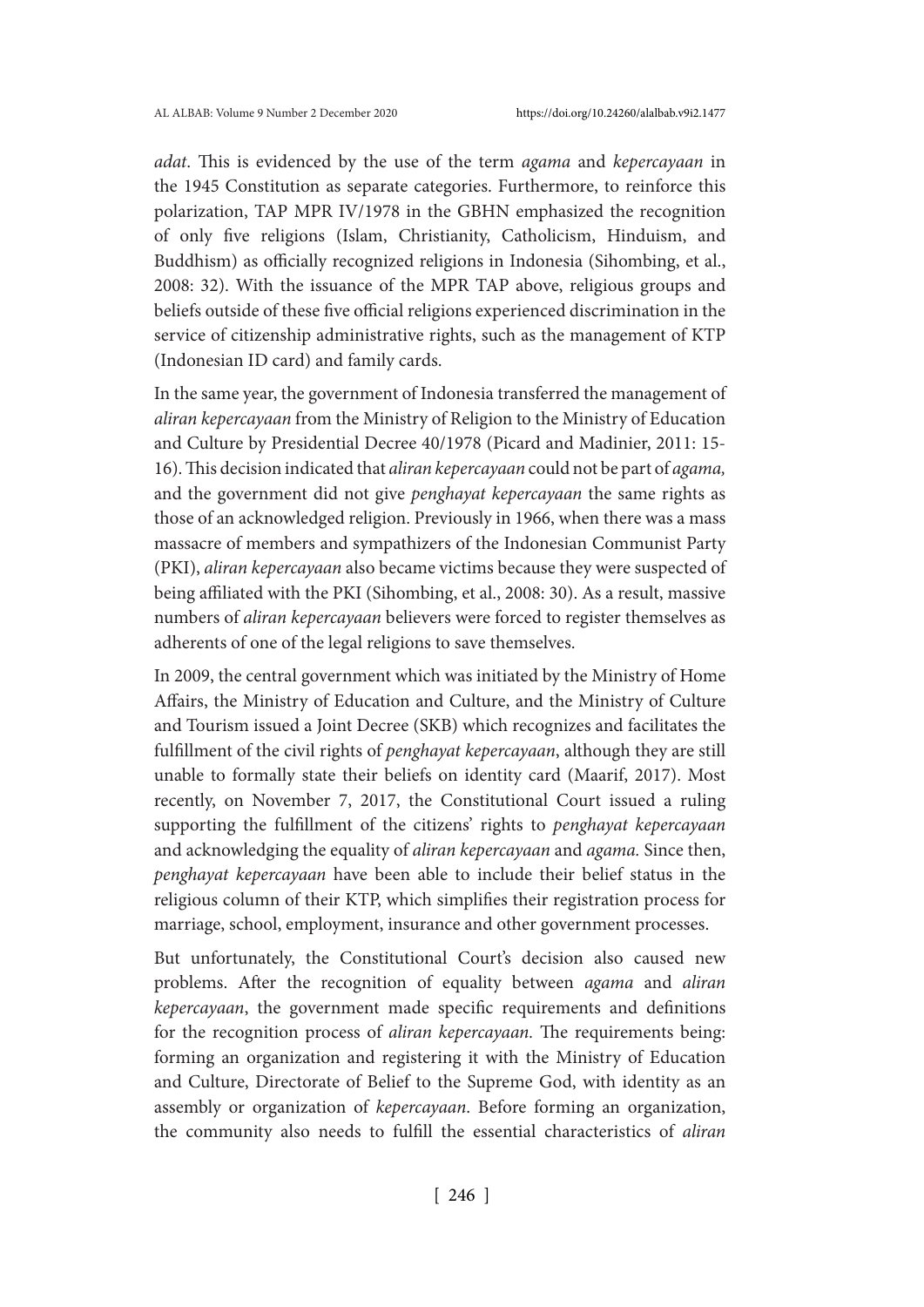*adat*. This is evidenced by the use of the term *agama* and *kepercayaan* in the 1945 Constitution as separate categories. Furthermore, to reinforce this polarization, TAP MPR IV/1978 in the GBHN emphasized the recognition of only five religions (Islam, Christianity, Catholicism, Hinduism, and Buddhism) as officially recognized religions in Indonesia (Sihombing, et al., 2008: 32). With the issuance of the MPR TAP above, religious groups and beliefs outside of these five official religions experienced discrimination in the service of citizenship administrative rights, such as the management of KTP (Indonesian ID card) and family cards.

In the same year, the government of Indonesia transferred the management of *aliran kepercayaan* from the Ministry of Religion to the Ministry of Education and Culture by Presidential Decree 40/1978 (Picard and Madinier, 2011: 15-16). This decision indicated that *aliran kepercayaan* could not be part of *agama,* and the government did not give *penghayat kepercayaan* the same rights as those of an acknowledged religion. Previously in 1966, when there was a mass massacre of members and sympathizers of the Indonesian Communist Party (PKI), *aliran kepercayaan* also became victims because they were suspected of being affiliated with the PKI (Sihombing, et al., 2008: 30). As a result, massive numbers of *aliran kepercayaan* believers were forced to register themselves as adherents of one of the legal religions to save themselves.

In 2009, the central government which was initiated by the Ministry of Home Affairs, the Ministry of Education and Culture, and the Ministry of Culture and Tourism issued a Joint Decree (SKB) which recognizes and facilitates the fulfillment of the civil rights of *penghayat kepercayaan*, although they are still unable to formally state their beliefs on identity card (Maarif, 2017). Most recently, on November 7, 2017, the Constitutional Court issued a ruling supporting the fulfillment of the citizens' rights to *penghayat kepercayaan* and acknowledging the equality of *aliran kepercayaan* and *agama.* Since then, *penghayat kepercayaan* have been able to include their belief status in the religious column of their KTP, which simplifies their registration process for marriage, school, employment, insurance and other government processes.

But unfortunately, the Constitutional Court's decision also caused new problems. After the recognition of equality between *agama* and *aliran kepercayaan*, the government made specific requirements and definitions for the recognition process of *aliran kepercayaan.* The requirements being: forming an organization and registering it with the Ministry of Education and Culture, Directorate of Belief to the Supreme God, with identity as an assembly or organization of *kepercayaan*. Before forming an organization, the community also needs to fulfill the essential characteristics of *aliran*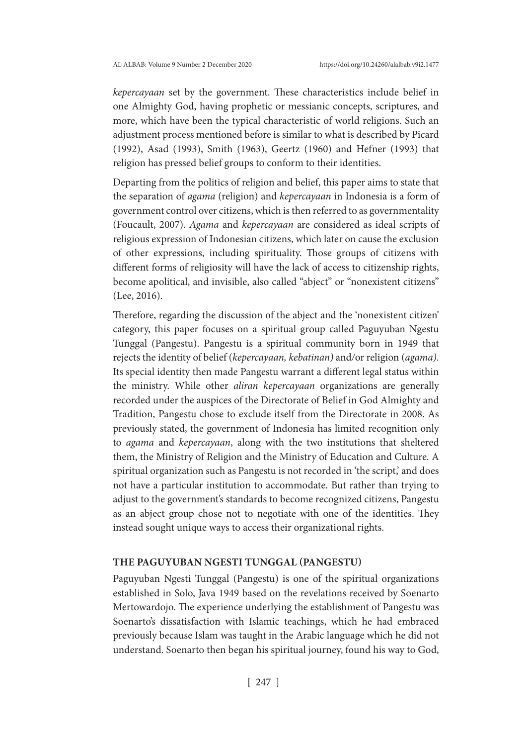*kepercayaan* set by the government. These characteristics include belief in one Almighty God, having prophetic or messianic concepts, scriptures, and more, which have been the typical characteristic of world religions. Such an adjustment process mentioned before is similar to what is described by Picard (1992), Asad (1993), Smith (1963), Geertz (1960) and Hefner (1993) that religion has pressed belief groups to conform to their identities.

Departing from the politics of religion and belief, this paper aims to state that the separation of *agama* (religion) and *kepercayaan* in Indonesia is a form of government control over citizens, which is then referred to as governmentality (Foucault, 2007). *Agama* and *kepercayaan* are considered as ideal scripts of religious expression of Indonesian citizens, which later on cause the exclusion of other expressions, including spirituality. Those groups of citizens with different forms of religiosity will have the lack of access to citizenship rights, become apolitical, and invisible, also called "abject" or "nonexistent citizens" (Lee, 2016).

Therefore, regarding the discussion of the abject and the 'nonexistent citizen' category, this paper focuses on a spiritual group called Paguyuban Ngestu Tunggal (Pangestu). Pangestu is a spiritual community born in 1949 that rejects the identity of belief (*kepercayaan, kebatinan)* and/or religion (*agama)*. Its special identity then made Pangestu warrant a different legal status within the ministry. While other *aliran kepercayaan* organizations are generally recorded under the auspices of the Directorate of Belief in God Almighty and Tradition, Pangestu chose to exclude itself from the Directorate in 2008. As previously stated, the government of Indonesia has limited recognition only to *agama* and *kepercayaan*, along with the two institutions that sheltered them, the Ministry of Religion and the Ministry of Education and Culture. A spiritual organization such as Pangestu is not recorded in 'the script,' and does not have a particular institution to accommodate. But rather than trying to adjust to the government's standards to become recognized citizens, Pangestu as an abject group chose not to negotiate with one of the identities. They instead sought unique ways to access their organizational rights.

## THE PAGUYUBAN NGESTI TUNGGAL (PANGESTU)

Paguyuban Ngesti Tunggal (Pangestu) is one of the spiritual organizations established in Solo, Java 1949 based on the revelations received by Soenarto Mertowardojo. The experience underlying the establishment of Pangestu was Soenarto's dissatisfaction with Islamic teachings, which he had embraced previously because Islam was taught in the Arabic language which he did not understand. Soenarto then began his spiritual journey, found his way to God,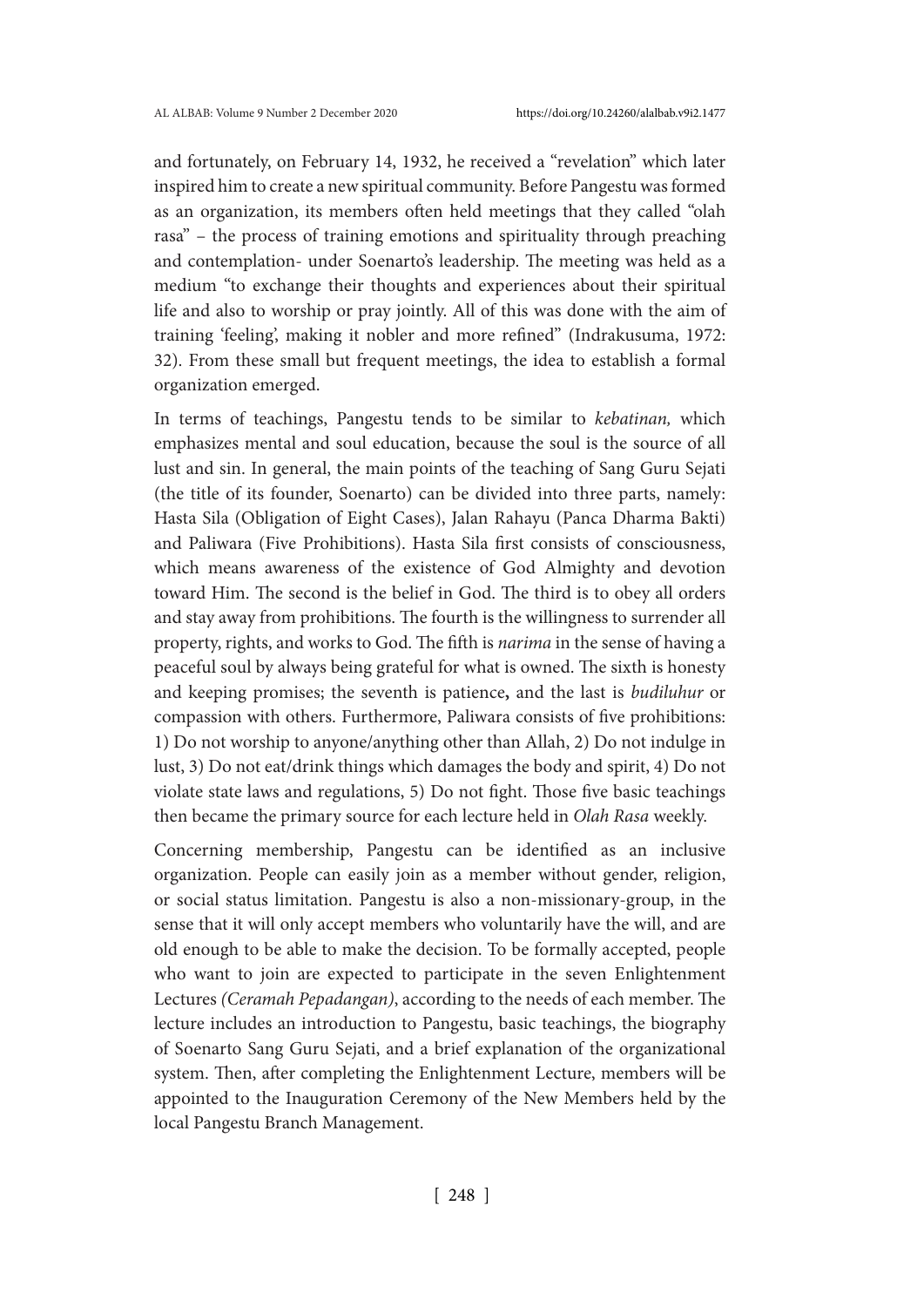and fortunately, on February 14, 1932, he received a "revelation" which later inspired him to create a new spiritual community. Before Pangestu was formed as an organization, its members often held meetings that they called "olah rasa" – the process of training emotions and spirituality through preaching and contemplation- under Soenarto's leadership. The meeting was held as a medium "to exchange their thoughts and experiences about their spiritual life and also to worship or pray jointly. All of this was done with the aim of training 'feeling', making it nobler and more refined" (Indrakusuma, 1972: 32). From these small but frequent meetings, the idea to establish a formal organization emerged.

In terms of teachings, Pangestu tends to be similar to *kebatinan,* which emphasizes mental and soul education, because the soul is the source of all lust and sin. In general, the main points of the teaching of Sang Guru Sejati (the title of its founder, Soenarto) can be divided into three parts, namely: Hasta Sila (Obligation of Eight Cases), Jalan Rahayu (Panca Dharma Bakti) and Paliwara (Five Prohibitions). Hasta Sila first consists of consciousness, which means awareness of the existence of God Almighty and devotion toward Him. The second is the belief in God. The third is to obey all orders and stay away from prohibitions. The fourth is the willingness to surrender all property, rights, and works to God. The fifth is *narima* in the sense of having a peaceful soul by always being grateful for what is owned. The sixth is honesty and keeping promises; the seventh is patience**,** and the last is *budiluhur* or compassion with others. Furthermore, Paliwara consists of five prohibitions: 1) Do not worship to anyone/anything other than Allah, 2) Do not indulge in lust, 3) Do not eat/drink things which damages the body and spirit, 4) Do not violate state laws and regulations, 5) Do not fight. Those five basic teachings then became the primary source for each lecture held in *Olah Rasa* weekly.

Concerning membership, Pangestu can be identified as an inclusive organization. People can easily join as a member without gender, religion, or social status limitation. Pangestu is also a non-missionary-group, in the sense that it will only accept members who voluntarily have the will, and are old enough to be able to make the decision. To be formally accepted, people who want to join are expected to participate in the seven Enlightenment Lectures *(Ceramah Pepadangan)*, according to the needs of each member. The lecture includes an introduction to Pangestu, basic teachings, the biography of Soenarto Sang Guru Sejati, and a brief explanation of the organizational system. Then, after completing the Enlightenment Lecture, members will be appointed to the Inauguration Ceremony of the New Members held by the local Pangestu Branch Management.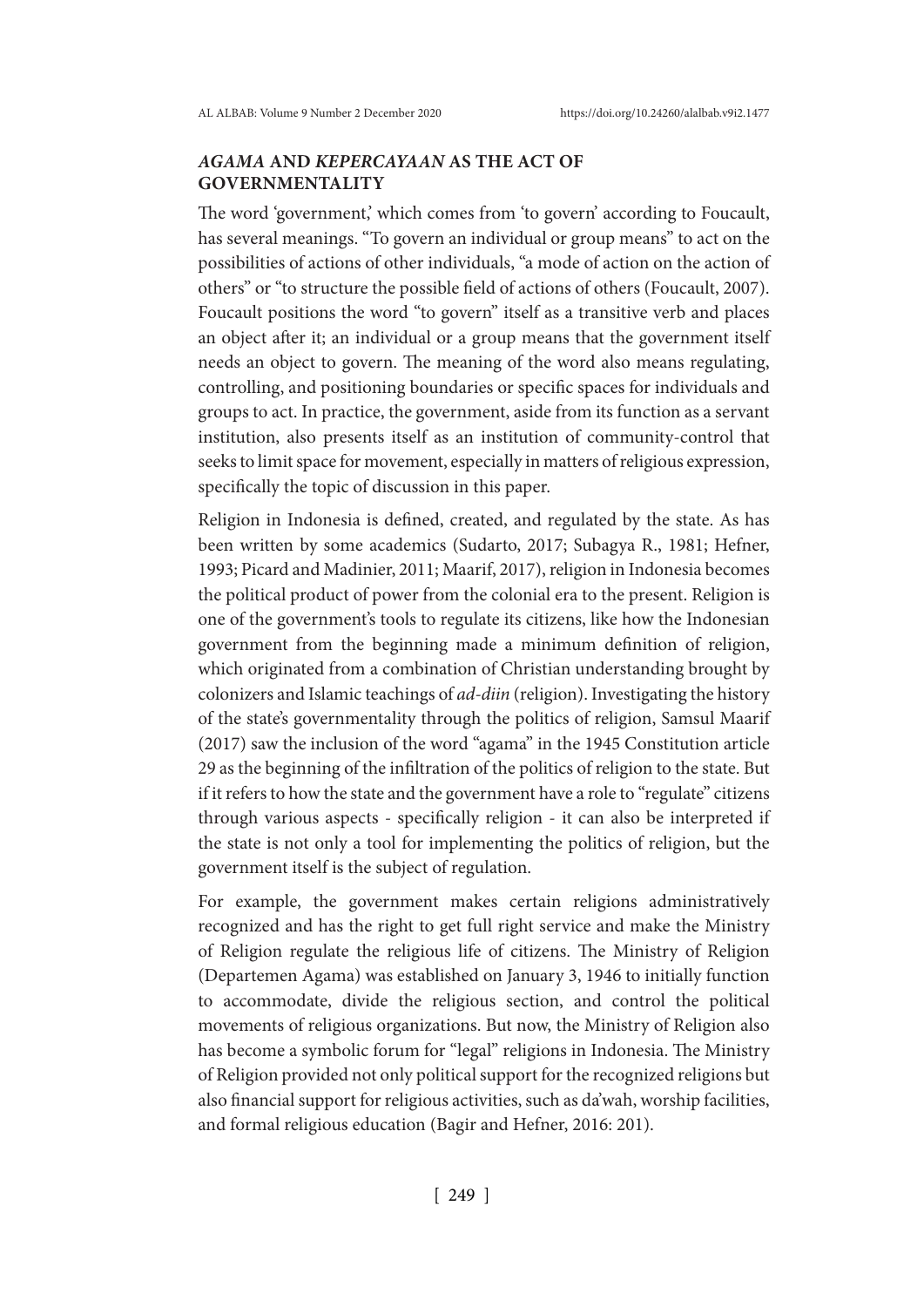## *AGAMA* AND *KEPERCAYAAN* AS THE ACT OF GOVERNMENTALITY

The word 'government,' which comes from 'to govern' according to Foucault, has several meanings. "To govern an individual or group means" to act on the possibilities of actions of other individuals, "a mode of action on the action of others" or "to structure the possible field of actions of others (Foucault, 2007). Foucault positions the word "to govern" itself as a transitive verb and places an object after it; an individual or a group means that the government itself needs an object to govern. The meaning of the word also means regulating, controlling, and positioning boundaries or specific spaces for individuals and groups to act. In practice, the government, aside from its function as a servant institution, also presents itself as an institution of community-control that seeks to limit space for movement, especially in matters of religious expression, specifically the topic of discussion in this paper.

Religion in Indonesia is defined, created, and regulated by the state. As has been written by some academics (Sudarto, 2017; Subagya R., 1981; Hefner, 1993; Picard and Madinier, 2011; Maarif, 2017), religion in Indonesia becomes the political product of power from the colonial era to the present. Religion is one of the government's tools to regulate its citizens, like how the Indonesian government from the beginning made a minimum definition of religion, which originated from a combination of Christian understanding brought by colonizers and Islamic teachings of *ad-diin* (religion). Investigating the history of the state's governmentality through the politics of religion, Samsul Maarif (2017) saw the inclusion of the word "agama" in the 1945 Constitution article 29 as the beginning of the infiltration of the politics of religion to the state. But if it refers to how the state and the government have a role to "regulate" citizens through various aspects - specifically religion - it can also be interpreted if the state is not only a tool for implementing the politics of religion, but the government itself is the subject of regulation.

For example, the government makes certain religions administratively recognized and has the right to get full right service and make the Ministry of Religion regulate the religious life of citizens. The Ministry of Religion (Departemen Agama) was established on January 3, 1946 to initially function to accommodate, divide the religious section, and control the political movements of religious organizations. But now, the Ministry of Religion also has become a symbolic forum for "legal" religions in Indonesia. The Ministry of Religion provided not only political support for the recognized religions but also financial support for religious activities, such as da'wah, worship facilities, and formal religious education (Bagir and Hefner, 2016: 201).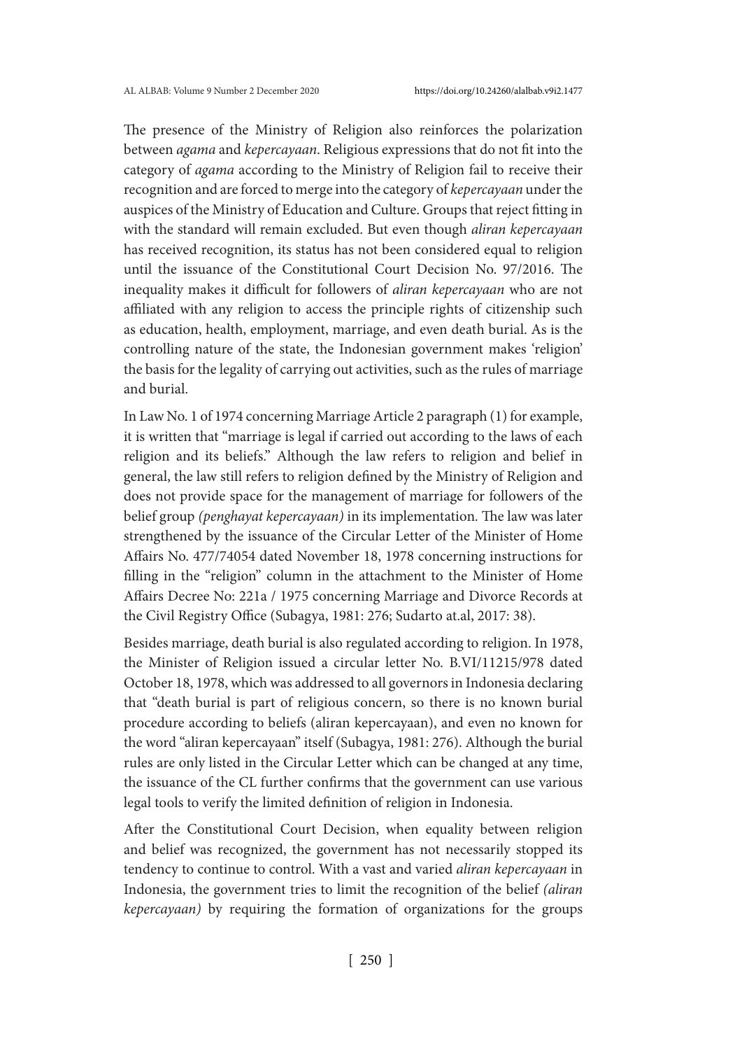The presence of the Ministry of Religion also reinforces the polarization between *agama* and *kepercayaan*. Religious expressions that do not fit into the category of *agama* according to the Ministry of Religion fail to receive their recognition and are forced to merge into the category of *kepercayaan* under the auspices of the Ministry of Education and Culture. Groups that reject fitting in with the standard will remain excluded. But even though *aliran kepercayaan* has received recognition, its status has not been considered equal to religion until the issuance of the Constitutional Court Decision No. 97/2016. The inequality makes it difficult for followers of *aliran kepercayaan* who are not affiliated with any religion to access the principle rights of citizenship such as education, health, employment, marriage, and even death burial. As is the controlling nature of the state, the Indonesian government makes 'religion' the basis for the legality of carrying out activities, such as the rules of marriage and burial.

In Law No. 1 of 1974 concerning Marriage Article 2 paragraph (1) for example, it is written that "marriage is legal if carried out according to the laws of each religion and its beliefs." Although the law refers to religion and belief in general, the law still refers to religion defined by the Ministry of Religion and does not provide space for the management of marriage for followers of the belief group *(penghayat kepercayaan)* in its implementation. The law was later strengthened by the issuance of the Circular Letter of the Minister of Home Affairs No. 477/74054 dated November 18, 1978 concerning instructions for filling in the "religion" column in the attachment to the Minister of Home Affairs Decree No: 221a / 1975 concerning Marriage and Divorce Records at the Civil Registry Office (Subagya, 1981: 276; Sudarto at.al, 2017: 38).

Besides marriage, death burial is also regulated according to religion. In 1978, the Minister of Religion issued a circular letter No. B.VI/11215/978 dated October 18, 1978, which was addressed to all governors in Indonesia declaring that "death burial is part of religious concern, so there is no known burial procedure according to beliefs (aliran kepercayaan), and even no known for the word "aliran kepercayaan" itself (Subagya, 1981: 276). Although the burial rules are only listed in the Circular Letter which can be changed at any time, the issuance of the CL further confirms that the government can use various legal tools to verify the limited definition of religion in Indonesia.

After the Constitutional Court Decision, when equality between religion and belief was recognized, the government has not necessarily stopped its tendency to continue to control. With a vast and varied *aliran kepercayaan* in Indonesia, the government tries to limit the recognition of the belief *(aliran kepercayaan)* by requiring the formation of organizations for the groups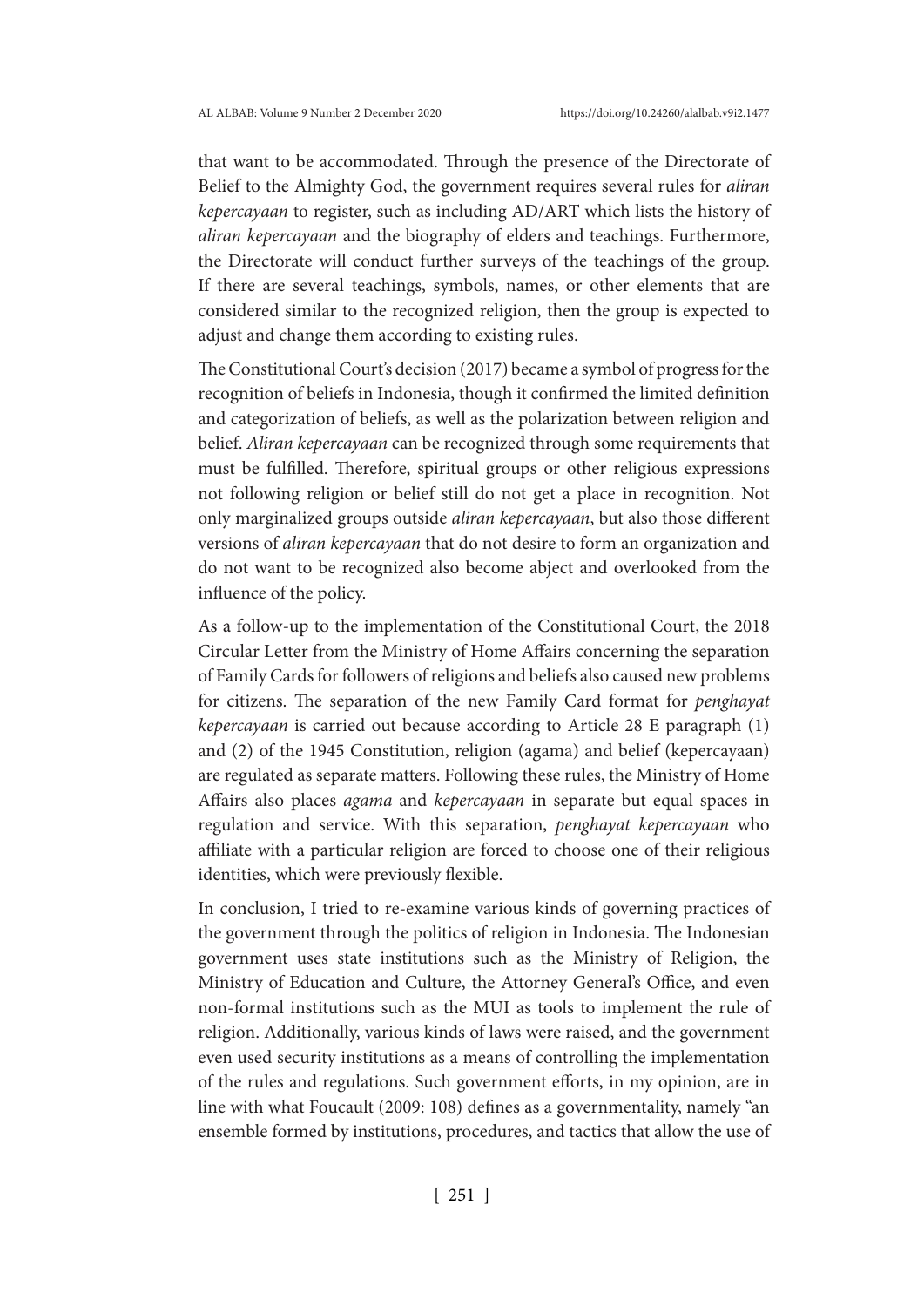that want to be accommodated. Through the presence of the Directorate of Belief to the Almighty God, the government requires several rules for *aliran kepercayaan* to register, such as including AD/ART which lists the history of *aliran kepercayaan* and the biography of elders and teachings. Furthermore, the Directorate will conduct further surveys of the teachings of the group. If there are several teachings, symbols, names, or other elements that are considered similar to the recognized religion, then the group is expected to adjust and change them according to existing rules.

The Constitutional Court's decision (2017) became a symbol of progress for the recognition of beliefs in Indonesia, though it confirmed the limited definition and categorization of beliefs, as well as the polarization between religion and belief. *Aliran kepercayaan* can be recognized through some requirements that must be fulfilled. Therefore, spiritual groups or other religious expressions not following religion or belief still do not get a place in recognition. Not only marginalized groups outside *aliran kepercayaan*, but also those different versions of *aliran kepercayaan* that do not desire to form an organization and do not want to be recognized also become abject and overlooked from the influence of the policy.

As a follow-up to the implementation of the Constitutional Court, the 2018 Circular Letter from the Ministry of Home Affairs concerning the separation of Family Cards for followers of religions and beliefs also caused new problems for citizens. The separation of the new Family Card format for *penghayat kepercayaan* is carried out because according to Article 28 E paragraph (1) and (2) of the 1945 Constitution, religion (agama) and belief (kepercayaan) are regulated as separate matters. Following these rules, the Ministry of Home Affairs also places *agama* and *kepercayaan* in separate but equal spaces in regulation and service. With this separation, *penghayat kepercayaan* who affiliate with a particular religion are forced to choose one of their religious identities, which were previously flexible.

In conclusion, I tried to re-examine various kinds of governing practices of the government through the politics of religion in Indonesia. The Indonesian government uses state institutions such as the Ministry of Religion, the Ministry of Education and Culture, the Attorney General's Office, and even non-formal institutions such as the MUI as tools to implement the rule of religion. Additionally, various kinds of laws were raised, and the government even used security institutions as a means of controlling the implementation of the rules and regulations. Such government efforts, in my opinion, are in line with what Foucault (2009: 108) defines as a governmentality, namely "an ensemble formed by institutions, procedures, and tactics that allow the use of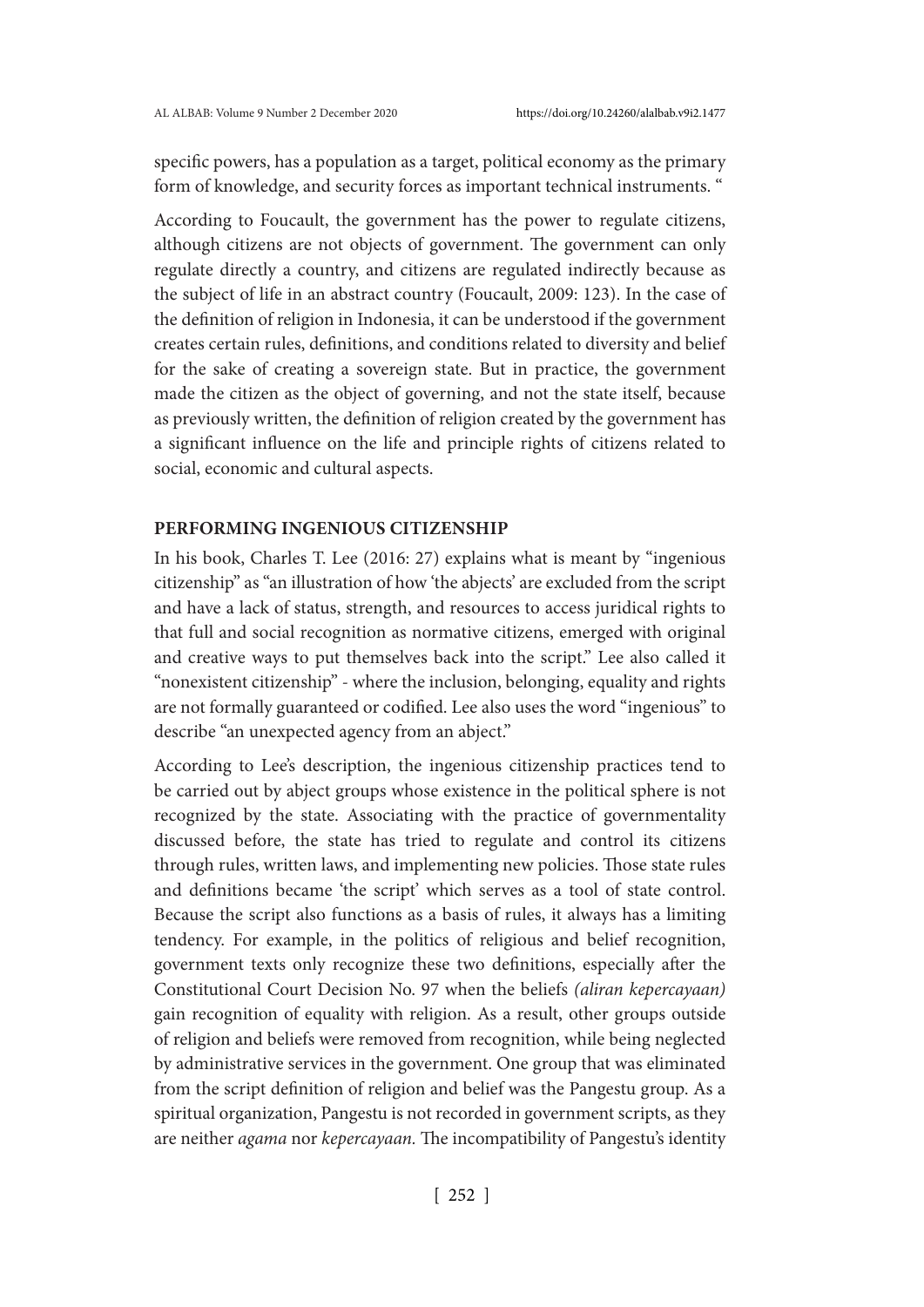specific powers, has a population as a target, political economy as the primary form of knowledge, and security forces as important technical instruments. "

According to Foucault, the government has the power to regulate citizens, although citizens are not objects of government. The government can only regulate directly a country, and citizens are regulated indirectly because as the subject of life in an abstract country (Foucault, 2009: 123). In the case of the definition of religion in Indonesia, it can be understood if the government creates certain rules, definitions, and conditions related to diversity and belief for the sake of creating a sovereign state. But in practice, the government made the citizen as the object of governing, and not the state itself, because as previously written, the definition of religion created by the government has a significant influence on the life and principle rights of citizens related to social, economic and cultural aspects.

## PERFORMING INGENIOUS CITIZENSHIP

In his book, Charles T. Lee (2016: 27) explains what is meant by "ingenious citizenship" as "an illustration of how 'the abjects' are excluded from the script and have a lack of status, strength, and resources to access juridical rights to that full and social recognition as normative citizens, emerged with original and creative ways to put themselves back into the script." Lee also called it "nonexistent citizenship" - where the inclusion, belonging, equality and rights are not formally guaranteed or codified. Lee also uses the word "ingenious" to describe "an unexpected agency from an abject."

According to Lee's description, the ingenious citizenship practices tend to be carried out by abject groups whose existence in the political sphere is not recognized by the state. Associating with the practice of governmentality discussed before, the state has tried to regulate and control its citizens through rules, written laws, and implementing new policies. Those state rules and definitions became 'the script' which serves as a tool of state control. Because the script also functions as a basis of rules, it always has a limiting tendency. For example, in the politics of religious and belief recognition, government texts only recognize these two definitions, especially after the Constitutional Court Decision No. 97 when the beliefs *(aliran kepercayaan)* gain recognition of equality with religion. As a result, other groups outside of religion and beliefs were removed from recognition, while being neglected by administrative services in the government. One group that was eliminated from the script definition of religion and belief was the Pangestu group. As a spiritual organization, Pangestu is not recorded in government scripts, as they are neither *agama* nor *kepercayaan*. The incompatibility of Pangestu's identity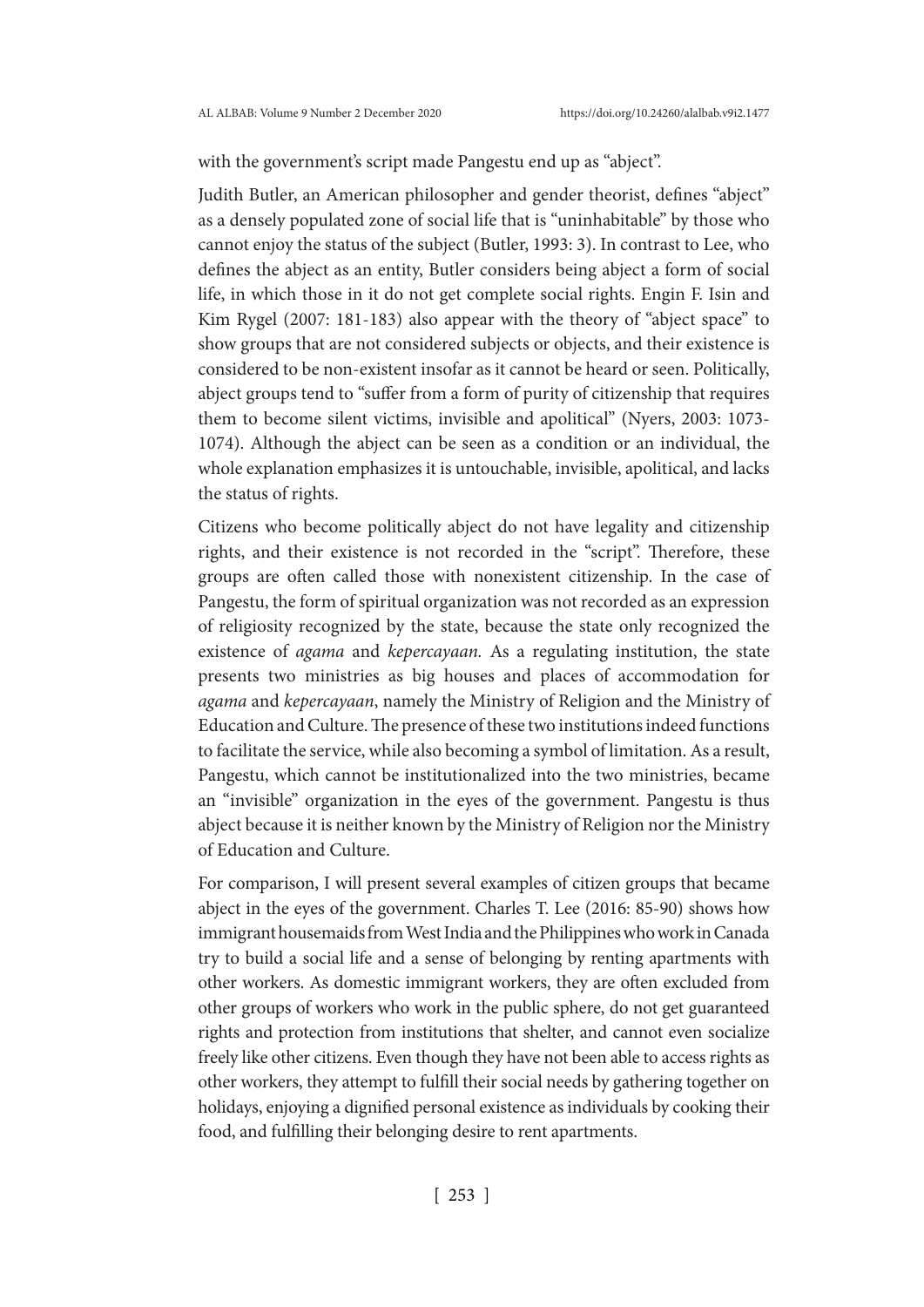with the government's script made Pangestu end up as "abject".

Judith Butler, an American philosopher and gender theorist, defines "abject" as a densely populated zone of social life that is "uninhabitable" by those who cannot enjoy the status of the subject (Butler, 1993: 3). In contrast to Lee, who defines the abject as an entity, Butler considers being abject a form of social life, in which those in it do not get complete social rights. Engin F. Isin and Kim Rygel (2007: 181-183) also appear with the theory of "abject space" to show groups that are not considered subjects or objects, and their existence is considered to be non-existent insofar as it cannot be heard or seen. Politically, abject groups tend to "suffer from a form of purity of citizenship that requires them to become silent victims, invisible and apolitical" (Nyers, 2003: 1073-1074). Although the abject can be seen as a condition or an individual, the whole explanation emphasizes it is untouchable, invisible, apolitical, and lacks the status of rights.

Citizens who become politically abject do not have legality and citizenship rights, and their existence is not recorded in the "script". Therefore, these groups are often called those with nonexistent citizenship. In the case of Pangestu, the form of spiritual organization was not recorded as an expression of religiosity recognized by the state, because the state only recognized the existence of *agama* and *kepercayaan.* As a regulating institution, the state presents two ministries as big houses and places of accommodation for *agama* and *kepercayaan*, namely the Ministry of Religion and the Ministry of Education and Culture. The presence of these two institutions indeed functions to facilitate the service, while also becoming a symbol of limitation. As a result, Pangestu, which cannot be institutionalized into the two ministries, became an "invisible" organization in the eyes of the government. Pangestu is thus abject because it is neither known by the Ministry of Religion nor the Ministry of Education and Culture.

For comparison, I will present several examples of citizen groups that became abject in the eyes of the government. Charles T. Lee (2016: 85-90) shows how immigrant housemaids from West India and the Philippines who work in Canada try to build a social life and a sense of belonging by renting apartments with other workers. As domestic immigrant workers, they are often excluded from other groups of workers who work in the public sphere, do not get guaranteed rights and protection from institutions that shelter, and cannot even socialize freely like other citizens. Even though they have not been able to access rights as other workers, they attempt to fulfill their social needs by gathering together on holidays, enjoying a dignified personal existence as individuals by cooking their food, and fulfilling their belonging desire to rent apartments.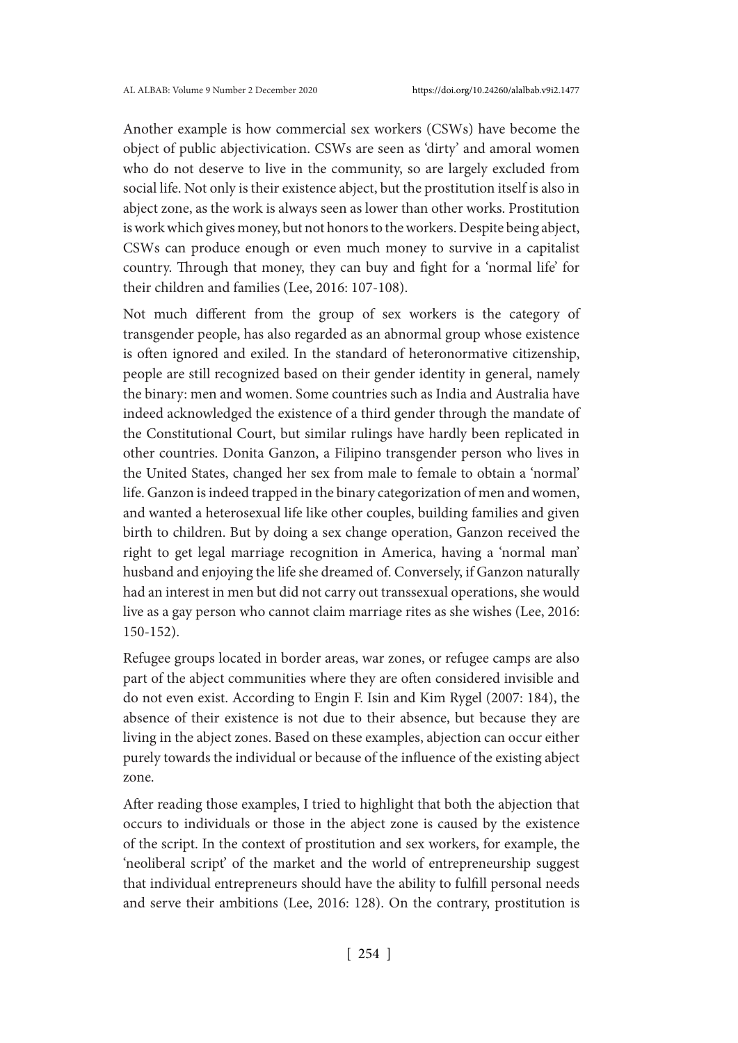Another example is how commercial sex workers (CSWs) have become the object of public abjectivication. CSWs are seen as 'dirty' and amoral women who do not deserve to live in the community, so are largely excluded from social life. Not only is their existence abject, but the prostitution itself is also in abject zone, as the work is always seen as lower than other works. Prostitution is work which gives money, but not honors to the workers. Despite being abject, CSWs can produce enough or even much money to survive in a capitalist country. Through that money, they can buy and fight for a 'normal life' for their children and families (Lee, 2016: 107-108).

Not much different from the group of sex workers is the category of transgender people, has also regarded as an abnormal group whose existence is often ignored and exiled. In the standard of heteronormative citizenship, people are still recognized based on their gender identity in general, namely the binary: men and women. Some countries such as India and Australia have indeed acknowledged the existence of a third gender through the mandate of the Constitutional Court, but similar rulings have hardly been replicated in other countries. Donita Ganzon, a Filipino transgender person who lives in the United States, changed her sex from male to female to obtain a 'normal' life. Ganzon is indeed trapped in the binary categorization of men and women, and wanted a heterosexual life like other couples, building families and given birth to children. But by doing a sex change operation, Ganzon received the right to get legal marriage recognition in America, having a 'normal man' husband and enjoying the life she dreamed of. Conversely, if Ganzon naturally had an interest in men but did not carry out transsexual operations, she would live as a gay person who cannot claim marriage rites as she wishes (Lee, 2016: 150-152).

Refugee groups located in border areas, war zones, or refugee camps are also part of the abject communities where they are often considered invisible and do not even exist. According to Engin F. Isin and Kim Rygel (2007: 184), the absence of their existence is not due to their absence, but because they are living in the abject zones. Based on these examples, abjection can occur either purely towards the individual or because of the influence of the existing abject zone.

After reading those examples, I tried to highlight that both the abjection that occurs to individuals or those in the abject zone is caused by the existence of the script. In the context of prostitution and sex workers, for example, the 'neoliberal script' of the market and the world of entrepreneurship suggest that individual entrepreneurs should have the ability to fulfill personal needs and serve their ambitions (Lee, 2016: 128). On the contrary, prostitution is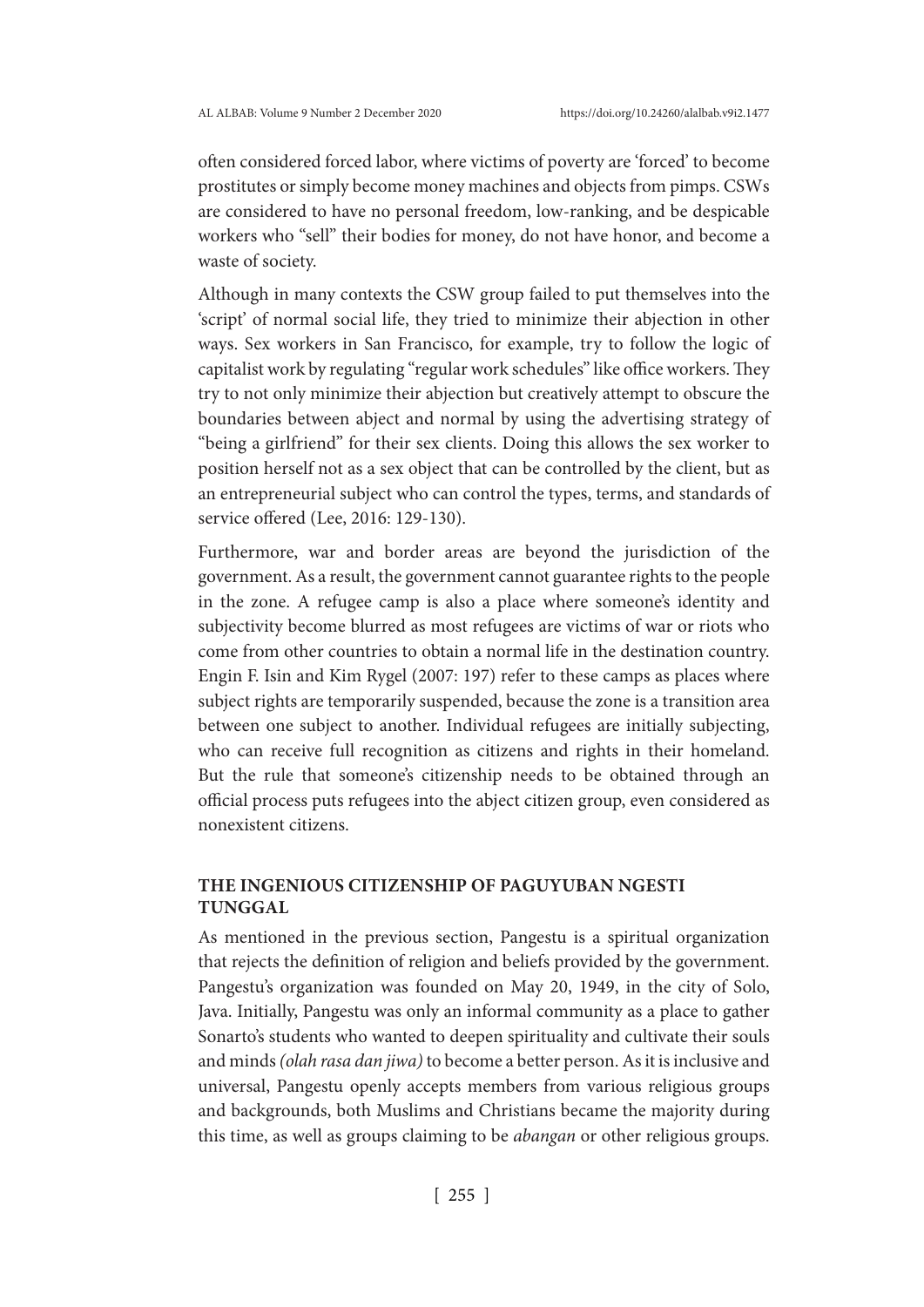often considered forced labor, where victims of poverty are 'forced' to become prostitutes or simply become money machines and objects from pimps. CSWs are considered to have no personal freedom, low-ranking, and be despicable workers who "sell" their bodies for money, do not have honor, and become a waste of society.

Although in many contexts the CSW group failed to put themselves into the 'script' of normal social life, they tried to minimize their abjection in other ways. Sex workers in San Francisco, for example, try to follow the logic of capitalist work by regulating "regular work schedules" like office workers. They try to not only minimize their abjection but creatively attempt to obscure the boundaries between abject and normal by using the advertising strategy of "being a girlfriend" for their sex clients. Doing this allows the sex worker to position herself not as a sex object that can be controlled by the client, but as an entrepreneurial subject who can control the types, terms, and standards of service offered (Lee, 2016: 129-130).

Furthermore, war and border areas are beyond the jurisdiction of the government. As a result, the government cannot guarantee rights to the people in the zone. A refugee camp is also a place where someone's identity and subjectivity become blurred as most refugees are victims of war or riots who come from other countries to obtain a normal life in the destination country. Engin F. Isin and Kim Rygel (2007: 197) refer to these camps as places where subject rights are temporarily suspended, because the zone is a transition area between one subject to another. Individual refugees are initially subjecting, who can receive full recognition as citizens and rights in their homeland. But the rule that someone's citizenship needs to be obtained through an official process puts refugees into the abject citizen group, even considered as nonexistent citizens.

## THE INGENIOUS CITIZENSHIP OF PAGUYUBAN NGESTI TUNGGAL

As mentioned in the previous section, Pangestu is a spiritual organization that rejects the definition of religion and beliefs provided by the government. Pangestu's organization was founded on May 20, 1949, in the city of Solo, Java. Initially, Pangestu was only an informal community as a place to gather Sonarto's students who wanted to deepen spirituality and cultivate their souls and minds *(olah rasa dan jiwa)* to become a better person. As it is inclusive and universal, Pangestu openly accepts members from various religious groups and backgrounds, both Muslims and Christians became the majority during this time, as well as groups claiming to be *abangan* or other religious groups.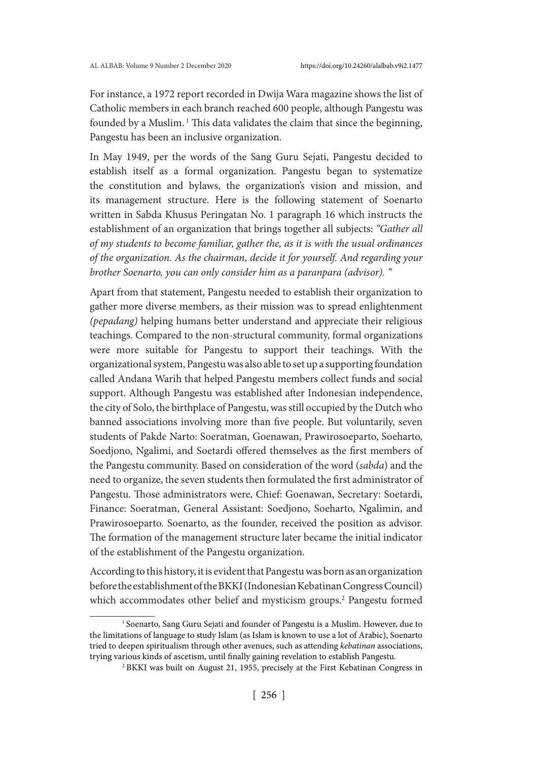For instance, a 1972 report recorded in Dwija Wara magazine shows the list of Catholic members in each branch reached 600 people, although Pangestu was founded by a Muslim. [1] This data validates the claim that since the beginning, Pangestu has been an inclusive organization.

In May 1949, per the words of the Sang Guru Sejati, Pangestu decided to establish itself as a formal organization. Pangestu began to systematize the constitution and bylaws, the organization's vision and mission, and its management structure. Here is the following statement of Soenarto written in Sabda Khusus Peringatan No. 1 paragraph 16 which instructs the establishment of an organization that brings together all subjects: *"Gather all of my students to become familiar, gather the, as it is with the usual ordinances of the organization. As the chairman, decide it for yourself. And regarding your brother Soenarto, you can only consider him as a paranpara (advisor). "*

Apart from that statement, Pangestu needed to establish their organization to gather more diverse members, as their mission was to spread enlightenment *(pepadang)* helping humans better understand and appreciate their religious teachings. Compared to the non-structural community, formal organizations were more suitable for Pangestu to support their teachings. With the organizational system, Pangestu was also able to set up a supporting foundation called Andana Warih that helped Pangestu members collect funds and social support. Although Pangestu was established after Indonesian independence, the city of Solo, the birthplace of Pangestu, was still occupied by the Dutch who banned associations involving more than five people. But voluntarily, seven students of Pakde Narto: Soeratman, Goenawan, Prawirosoeparto, Soeharto, Soedjono, Ngalimi, and Soetardi offered themselves as the first members of the Pangestu community. Based on consideration of the word (*sabda*) and the need to organize, the seven students then formulated the first administrator of Pangestu. Those administrators were, Chief: Goenawan, Secretary: Soetardi, Finance: Soeratman, General Assistant: Soedjono, Soeharto, Ngalimin, and Prawirosoeparto. Soenarto, as the founder, received the position as advisor. The formation of the management structure later became the initial indicator of the establishment of the Pangestu organization.

According to this history, it is evident that Pangestu was born as an organization before the establishment of the BKKI (Indonesian Kebatinan Congress Council) which accommodates other belief and mysticism groups.[2] Pangestu formed

---

[1] Soenarto, Sang Guru Sejati and founder of Pangestu is a Muslim. However, due to the limitations of language to study Islam (as Islam is known to use a lot of Arabic), Soenarto tried to deepen spiritualism through other avenues, such as attending *kebatinan* associations, trying various kinds of ascetism, until finally gaining revelation to establish Pangestu.

[2] BKKI was built on August 21, 1955, precisely at the First Kebatinan Congress in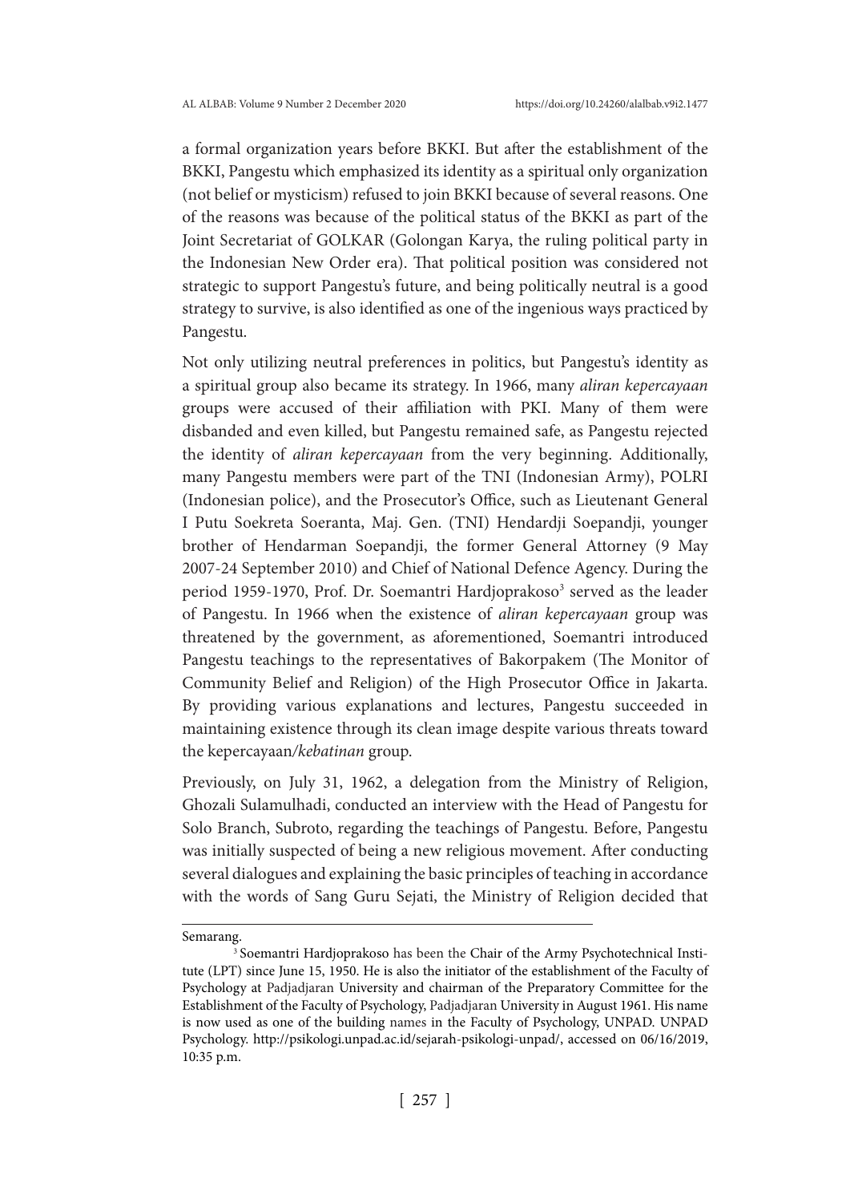a formal organization years before BKKI. But after the establishment of the BKKI, Pangestu which emphasized its identity as a spiritual only organization (not belief or mysticism) refused to join BKKI because of several reasons. One of the reasons was because of the political status of the BKKI as part of the Joint Secretariat of GOLKAR (Golongan Karya, the ruling political party in the Indonesian New Order era). That political position was considered not strategic to support Pangestu's future, and being politically neutral is a good strategy to survive, is also identified as one of the ingenious ways practiced by Pangestu.

Not only utilizing neutral preferences in politics, but Pangestu's identity as a spiritual group also became its strategy. In 1966, many *aliran kepercayaan* groups were accused of their affiliation with PKI. Many of them were disbanded and even killed, but Pangestu remained safe, as Pangestu rejected the identity of *aliran kepercayaan* from the very beginning. Additionally, many Pangestu members were part of the TNI (Indonesian Army), POLRI (Indonesian police), and the Prosecutor's Office, such as Lieutenant General I Putu Soekreta Soeranta, Maj. Gen. (TNI) Hendardji Soepandji, younger brother of Hendarman Soepandji, the former General Attorney (9 May 2007-24 September 2010) and Chief of National Defence Agency. During the period 1959-1970, Prof. Dr. Soemantri Hardjoprakoso[3] served as the leader of Pangestu. In 1966 when the existence of *aliran kepercayaan* group was threatened by the government, as aforementioned, Soemantri introduced Pangestu teachings to the representatives of Bakorpakem (The Monitor of Community Belief and Religion) of the High Prosecutor Office in Jakarta. By providing various explanations and lectures, Pangestu succeeded in maintaining existence through its clean image despite various threats toward the kepercayaan/*kebatinan* group.

Previously, on July 31, 1962, a delegation from the Ministry of Religion, Ghozali Sulamulhadi, conducted an interview with the Head of Pangestu for Solo Branch, Subroto, regarding the teachings of Pangestu. Before, Pangestu was initially suspected of being a new religious movement. After conducting several dialogues and explaining the basic principles of teaching in accordance with the words of Sang Guru Sejati, the Ministry of Religion decided that

---

Semarang.

[3] Soemantri Hardjoprakoso has been the Chair of the Army Psychotechnical Institute (LPT) since June 15, 1950. He is also the initiator of the establishment of the Faculty of Psychology at Padjadjaran University and chairman of the Preparatory Committee for the Establishment of the Faculty of Psychology, Padjadjaran University in August 1961. His name is now used as one of the building names in the Faculty of Psychology, UNPAD. UNPAD Psychology. http://psikologi.unpad.ac.id/sejarah-psikologi-unpad/, accessed on 06/16/2019, 10:35 p.m.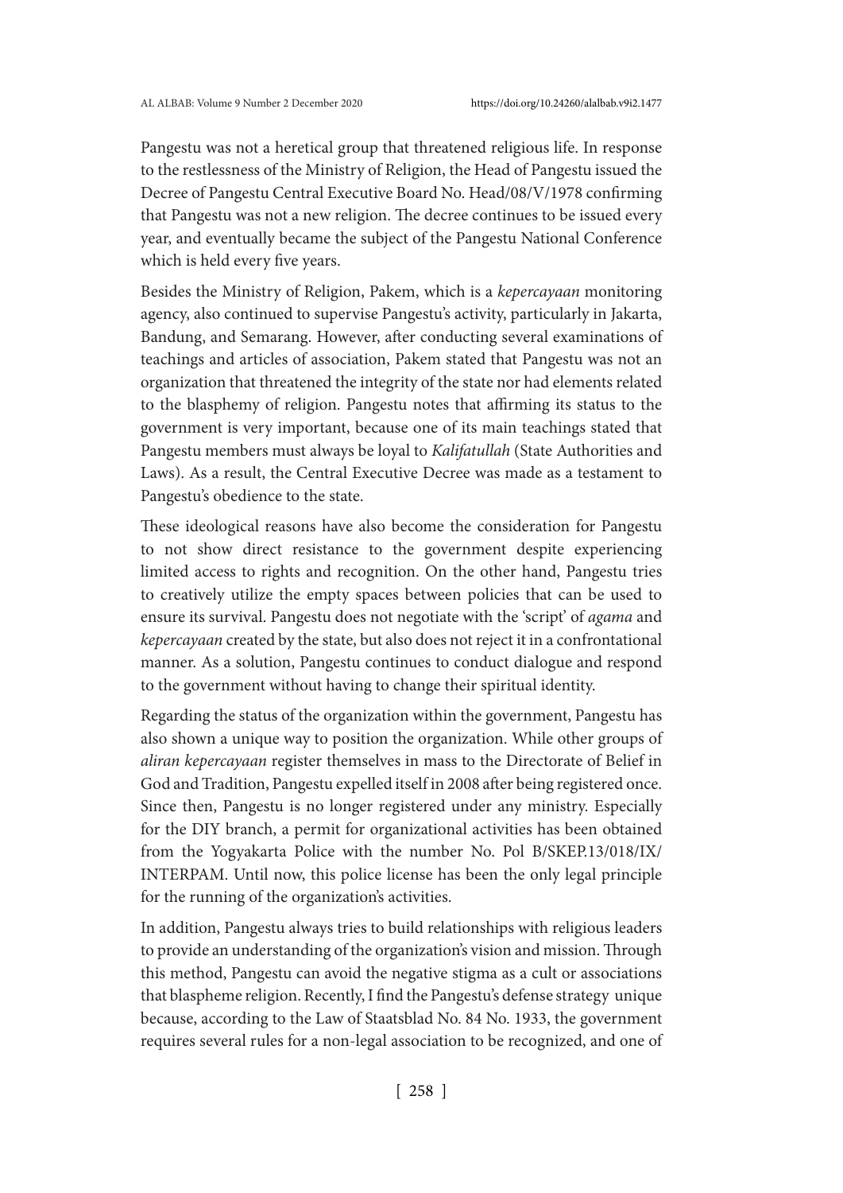Pangestu was not a heretical group that threatened religious life. In response to the restlessness of the Ministry of Religion, the Head of Pangestu issued the Decree of Pangestu Central Executive Board No. Head/08/V/1978 confirming that Pangestu was not a new religion. The decree continues to be issued every year, and eventually became the subject of the Pangestu National Conference which is held every five years.

Besides the Ministry of Religion, Pakem, which is a *kepercayaan* monitoring agency, also continued to supervise Pangestu's activity, particularly in Jakarta, Bandung, and Semarang. However, after conducting several examinations of teachings and articles of association, Pakem stated that Pangestu was not an organization that threatened the integrity of the state nor had elements related to the blasphemy of religion. Pangestu notes that affirming its status to the government is very important, because one of its main teachings stated that Pangestu members must always be loyal to *Kalifatullah* (State Authorities and Laws). As a result, the Central Executive Decree was made as a testament to Pangestu's obedience to the state.

These ideological reasons have also become the consideration for Pangestu to not show direct resistance to the government despite experiencing limited access to rights and recognition. On the other hand, Pangestu tries to creatively utilize the empty spaces between policies that can be used to ensure its survival. Pangestu does not negotiate with the 'script' of *agama* and *kepercayaan* created by the state, but also does not reject it in a confrontational manner. As a solution, Pangestu continues to conduct dialogue and respond to the government without having to change their spiritual identity.

Regarding the status of the organization within the government, Pangestu has also shown a unique way to position the organization. While other groups of *aliran kepercayaan* register themselves in mass to the Directorate of Belief in God and Tradition, Pangestu expelled itself in 2008 after being registered once. Since then, Pangestu is no longer registered under any ministry. Especially for the DIY branch, a permit for organizational activities has been obtained from the Yogyakarta Police with the number No. Pol B/SKEP.13/018/IX/ INTERPAM. Until now, this police license has been the only legal principle for the running of the organization's activities.

In addition, Pangestu always tries to build relationships with religious leaders to provide an understanding of the organization's vision and mission. Through this method, Pangestu can avoid the negative stigma as a cult or associations that blaspheme religion. Recently, I find the Pangestu's defense strategy unique because, according to the Law of Staatsblad No. 84 No. 1933, the government requires several rules for a non-legal association to be recognized, and one of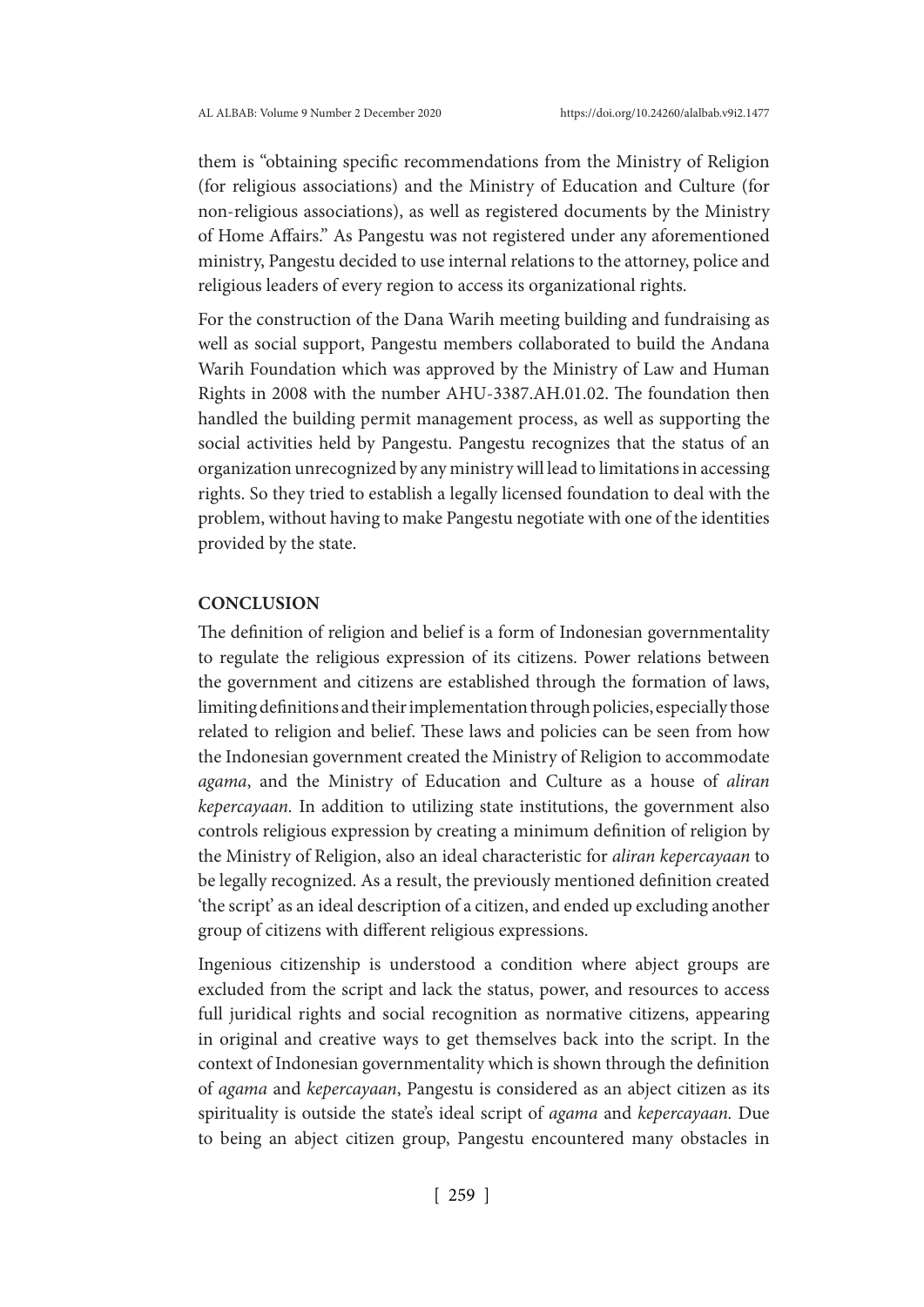them is "obtaining specific recommendations from the Ministry of Religion (for religious associations) and the Ministry of Education and Culture (for non-religious associations), as well as registered documents by the Ministry of Home Affairs." As Pangestu was not registered under any aforementioned ministry, Pangestu decided to use internal relations to the attorney, police and religious leaders of every region to access its organizational rights.

For the construction of the Dana Warih meeting building and fundraising as well as social support, Pangestu members collaborated to build the Andana Warih Foundation which was approved by the Ministry of Law and Human Rights in 2008 with the number AHU-3387.AH.01.02. The foundation then handled the building permit management process, as well as supporting the social activities held by Pangestu. Pangestu recognizes that the status of an organization unrecognized by any ministry will lead to limitations in accessing rights. So they tried to establish a legally licensed foundation to deal with the problem, without having to make Pangestu negotiate with one of the identities provided by the state.

## CONCLUSION

The definition of religion and belief is a form of Indonesian governmentality to regulate the religious expression of its citizens. Power relations between the government and citizens are established through the formation of laws, limiting definitions and their implementation through policies, especially those related to religion and belief. These laws and policies can be seen from how the Indonesian government created the Ministry of Religion to accommodate *agama*, and the Ministry of Education and Culture as a house of *aliran kepercayaan*. In addition to utilizing state institutions, the government also controls religious expression by creating a minimum definition of religion by the Ministry of Religion, also an ideal characteristic for *aliran kepercayaan* to be legally recognized. As a result, the previously mentioned definition created 'the script' as an ideal description of a citizen, and ended up excluding another group of citizens with different religious expressions.

Ingenious citizenship is understood a condition where abject groups are excluded from the script and lack the status, power, and resources to access full juridical rights and social recognition as normative citizens, appearing in original and creative ways to get themselves back into the script. In the context of Indonesian governmentality which is shown through the definition of *agama* and *kepercayaan*, Pangestu is considered as an abject citizen as its spirituality is outside the state's ideal script of *agama* and *kepercayaan.* Due to being an abject citizen group, Pangestu encountered many obstacles in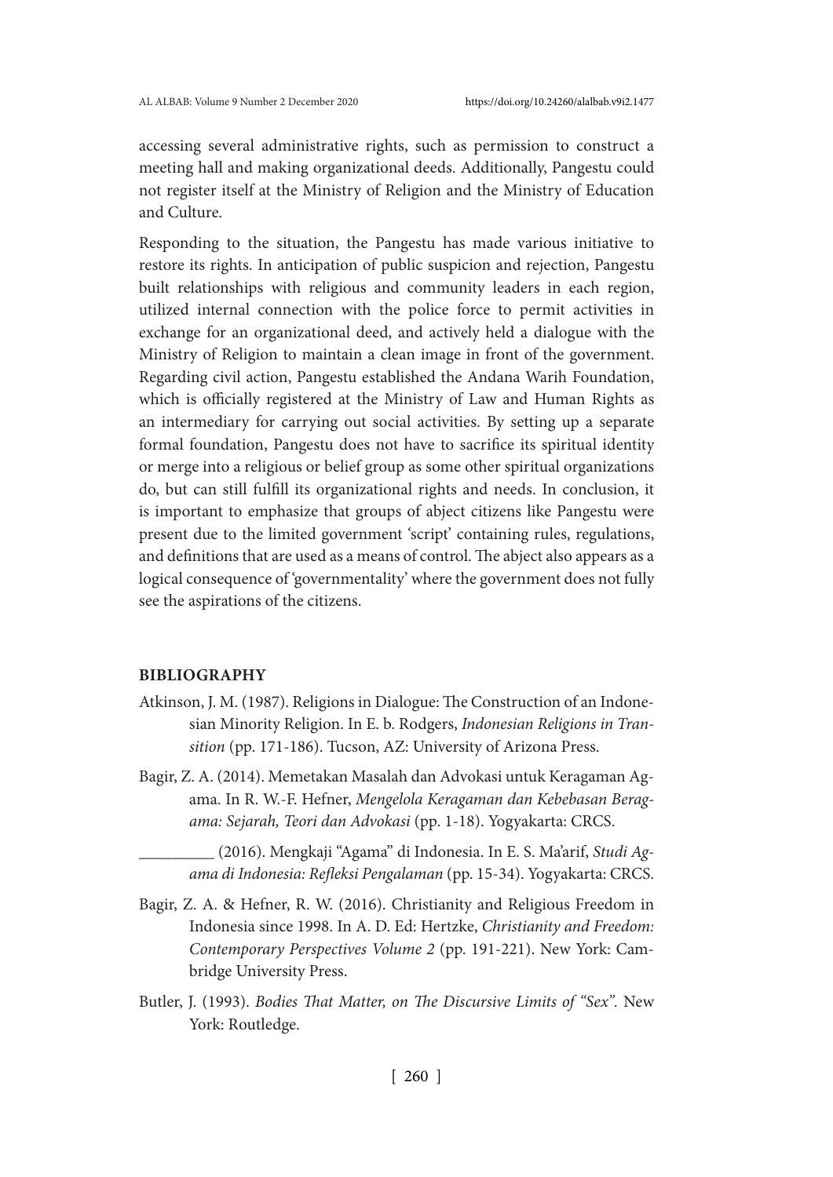accessing several administrative rights, such as permission to construct a meeting hall and making organizational deeds. Additionally, Pangestu could not register itself at the Ministry of Religion and the Ministry of Education and Culture.

Responding to the situation, the Pangestu has made various initiative to restore its rights. In anticipation of public suspicion and rejection, Pangestu built relationships with religious and community leaders in each region, utilized internal connection with the police force to permit activities in exchange for an organizational deed, and actively held a dialogue with the Ministry of Religion to maintain a clean image in front of the government. Regarding civil action, Pangestu established the Andana Warih Foundation, which is officially registered at the Ministry of Law and Human Rights as an intermediary for carrying out social activities. By setting up a separate formal foundation, Pangestu does not have to sacrifice its spiritual identity or merge into a religious or belief group as some other spiritual organizations do, but can still fulfill its organizational rights and needs. In conclusion, it is important to emphasize that groups of abject citizens like Pangestu were present due to the limited government 'script' containing rules, regulations, and definitions that are used as a means of control. The abject also appears as a logical consequence of 'governmentality' where the government does not fully see the aspirations of the citizens.

## BIBLIOGRAPHY

Atkinson, J. M. (1987). Religions in Dialogue: The Construction of an Indonesian Minority Religion. In E. b. Rodgers, *Indonesian Religions in Transition* (pp. 171-186). Tucson, AZ: University of Arizona Press.

Bagir, Z. A. (2014). Memetakan Masalah dan Advokasi untuk Keragaman Agama. In R. W.-F. Hefner, *Mengelola Keragaman dan Kebebasan Beragama: Sejarah, Teori dan Advokasi* (pp. 1-18). Yogyakarta: CRCS.

_________ (2016). Mengkaji "Agama" di Indonesia. In E. S. Ma'arif, *Studi Agama di Indonesia: Refleksi Pengalaman* (pp. 15-34). Yogyakarta: CRCS.

Bagir, Z. A. & Hefner, R. W. (2016). Christianity and Religious Freedom in Indonesia since 1998. In A. D. Ed: Hertzke, *Christianity and Freedom: Contemporary Perspectives Volume 2* (pp. 191-221). New York: Cambridge University Press.

Butler, J. (1993). *Bodies That Matter, on The Discursive Limits of "Sex"*. New York: Routledge.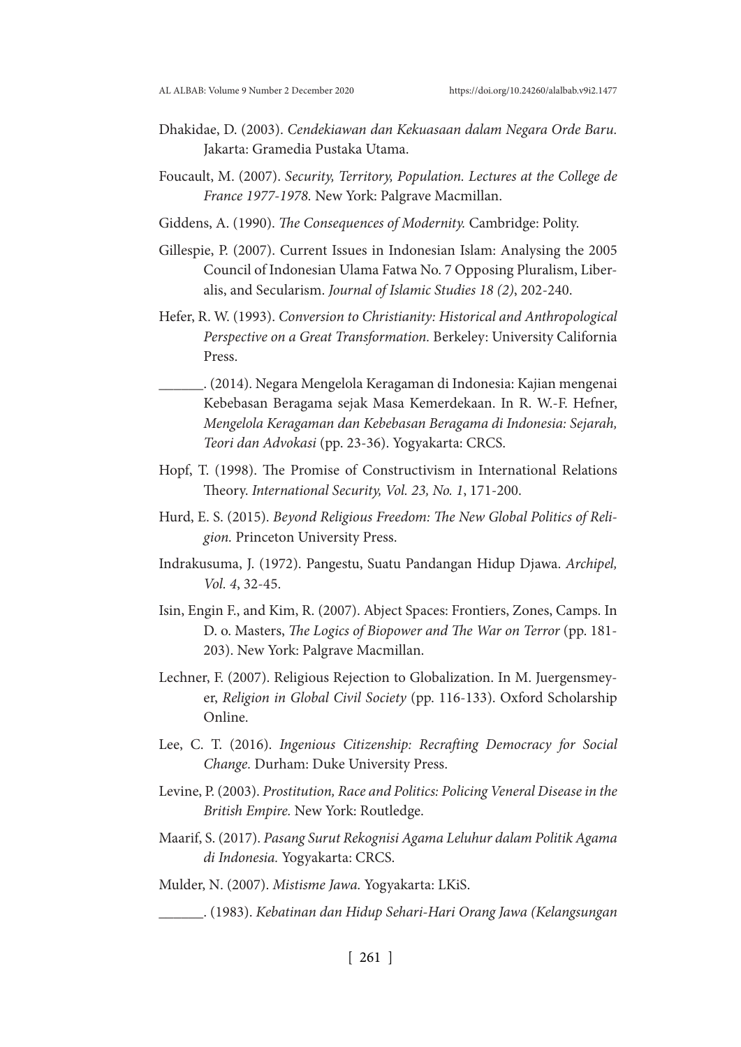Dhakidae, D. (2003). *Cendekiawan dan Kekuasaan dalam Negara Orde Baru.* Jakarta: Gramedia Pustaka Utama.

Foucault, M. (2007). *Security, Territory, Population. Lectures at the College de France 1977-1978.* New York: Palgrave Macmillan.

Giddens, A. (1990). *The Consequences of Modernity.* Cambridge: Polity.

Gillespie, P. (2007). Current Issues in Indonesian Islam: Analysing the 2005 Council of Indonesian Ulama Fatwa No. 7 Opposing Pluralism, Liberalis, and Secularism. *Journal of Islamic Studies 18 (2)*, 202-240.

Hefer, R. W. (1993). *Conversion to Christianity: Historical and Anthropological Perspective on a Great Transformation.* Berkeley: University California Press.

______. (2014). Negara Mengelola Keragaman di Indonesia: Kajian mengenai Kebebasan Beragama sejak Masa Kemerdekaan. In R. W.-F. Hefner, *Mengelola Keragaman dan Kebebasan Beragama di Indonesia: Sejarah, Teori dan Advokasi* (pp. 23-36). Yogyakarta: CRCS.

Hopf, T. (1998). The Promise of Constructivism in International Relations Theory. *International Security, Vol. 23, No. 1*, 171-200.

Hurd, E. S. (2015). *Beyond Religious Freedom: The New Global Politics of Religion.* Princeton University Press.

Indrakusuma, J. (1972). Pangestu, Suatu Pandangan Hidup Djawa. *Archipel, Vol. 4*, 32-45.

Isin, Engin F., and Kim, R. (2007). Abject Spaces: Frontiers, Zones, Camps. In D. o. Masters, *The Logics of Biopower and The War on Terror* (pp. 181-203). New York: Palgrave Macmillan.

Lechner, F. (2007). Religious Rejection to Globalization. In M. Juergensmeyer, *Religion in Global Civil Society* (pp. 116-133). Oxford Scholarship Online.

Lee, C. T. (2016). *Ingenious Citizenship: Recrafting Democracy for Social Change.* Durham: Duke University Press.

Levine, P. (2003). *Prostitution, Race and Politics: Policing Veneral Disease in the British Empire.* New York: Routledge.

Maarif, S. (2017). *Pasang Surut Rekognisi Agama Leluhur dalam Politik Agama di Indonesia.* Yogyakarta: CRCS.

Mulder, N. (2007). *Mistisme Jawa.* Yogyakarta: LKiS.

______. (1983). *Kebatinan dan Hidup Sehari-Hari Orang Jawa (Kelangsungan*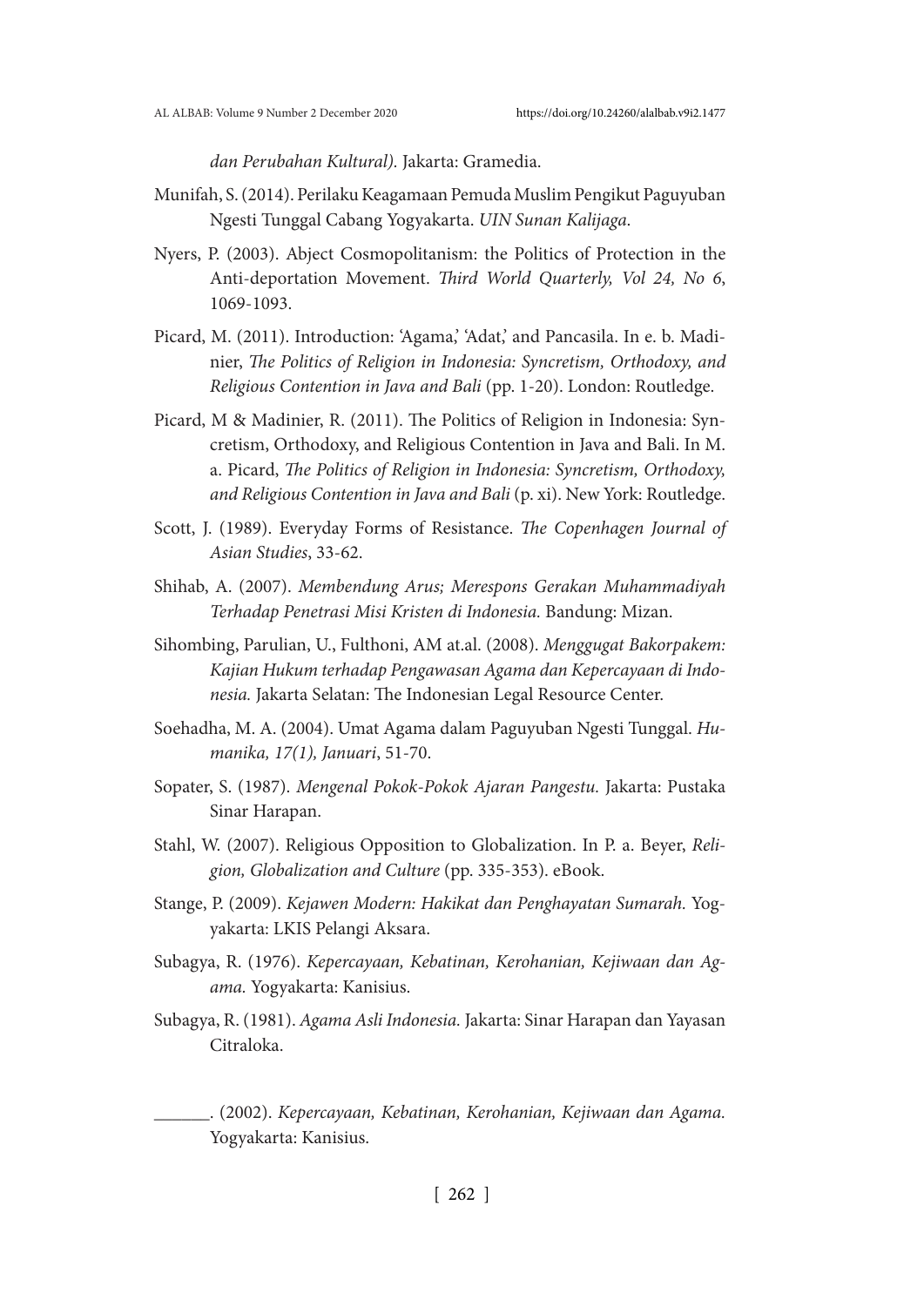*dan Perubahan Kultural).* Jakarta: Gramedia.

Munifah, S. (2014). Perilaku Keagamaan Pemuda Muslim Pengikut Paguyuban Ngesti Tunggal Cabang Yogyakarta. *UIN Sunan Kalijaga.*

Nyers, P. (2003). Abject Cosmopolitanism: the Politics of Protection in the Anti-deportation Movement. *Third World Quarterly, Vol 24, No 6*, 1069-1093.

Picard, M. (2011). Introduction: 'Agama,' 'Adat,' and Pancasila. In e. b. Madinier, *The Politics of Religion in Indonesia: Syncretism, Orthodoxy, and Religious Contention in Java and Bali* (pp. 1-20). London: Routledge.

Picard, M & Madinier, R. (2011). The Politics of Religion in Indonesia: Syncretism, Orthodoxy, and Religious Contention in Java and Bali. In M. a. Picard, *The Politics of Religion in Indonesia: Syncretism, Orthodoxy, and Religious Contention in Java and Bali* (p. xi). New York: Routledge.

Scott, J. (1989). Everyday Forms of Resistance. *The Copenhagen Journal of Asian Studies*, 33-62.

Shihab, A. (2007). *Membendung Arus; Merespons Gerakan Muhammadiyah Terhadap Penetrasi Misi Kristen di Indonesia.* Bandung: Mizan.

Sihombing, Parulian, U., Fulthoni, AM at.al. (2008). *Menggugat Bakorpakem: Kajian Hukum terhadap Pengawasan Agama dan Kepercayaan di Indonesia.* Jakarta Selatan: The Indonesian Legal Resource Center.

Soehadha, M. A. (2004). Umat Agama dalam Paguyuban Ngesti Tunggal. *Humanika, 17(1), Januari*, 51-70.

Sopater, S. (1987). *Mengenal Pokok-Pokok Ajaran Pangestu.* Jakarta: Pustaka Sinar Harapan.

Stahl, W. (2007). Religious Opposition to Globalization. In P. a. Beyer, *Religion, Globalization and Culture* (pp. 335-353). eBook.

Stange, P. (2009). *Kejawen Modern: Hakikat dan Penghayatan Sumarah.* Yogyakarta: LKIS Pelangi Aksara.

Subagya, R. (1976). *Kepercayaan, Kebatinan, Kerohanian, Kejiwaan dan Agama.* Yogyakarta: Kanisius.

Subagya, R. (1981). *Agama Asli Indonesia.* Jakarta: Sinar Harapan dan Yayasan Citraloka.

______. (2002). *Kepercayaan, Kebatinan, Kerohanian, Kejiwaan dan Agama.* Yogyakarta: Kanisius.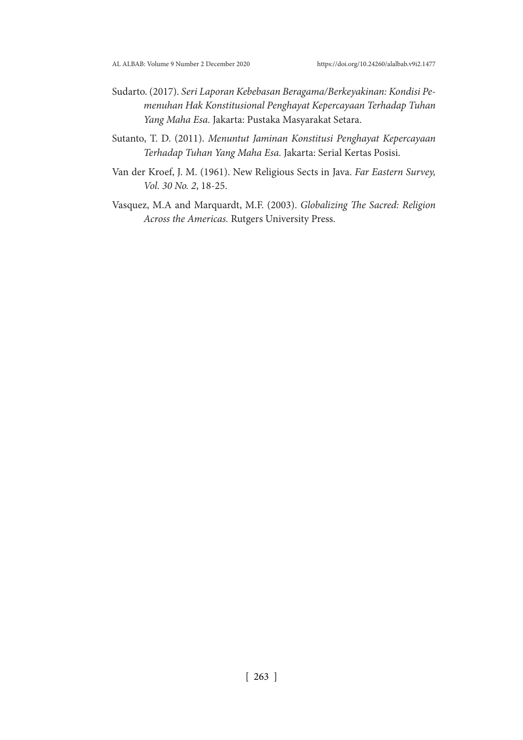Sudarto. (2017). *Seri Laporan Kebebasan Beragama/Berkeyakinan: Kondisi Pemenuhan Hak Konstitusional Penghayat Kepercayaan Terhadap Tuhan Yang Maha Esa.* Jakarta: Pustaka Masyarakat Setara.

Sutanto, T. D. (2011). *Menuntut Jaminan Konstitusi Penghayat Kepercayaan Terhadap Tuhan Yang Maha Esa.* Jakarta: Serial Kertas Posisi.

Van der Kroef, J. M. (1961). New Religious Sects in Java. *Far Eastern Survey, Vol. 30 No. 2*, 18-25.

Vasquez, M.A and Marquardt, M.F. (2003). *Globalizing The Sacred: Religion Across the Americas.* Rutgers University Press.